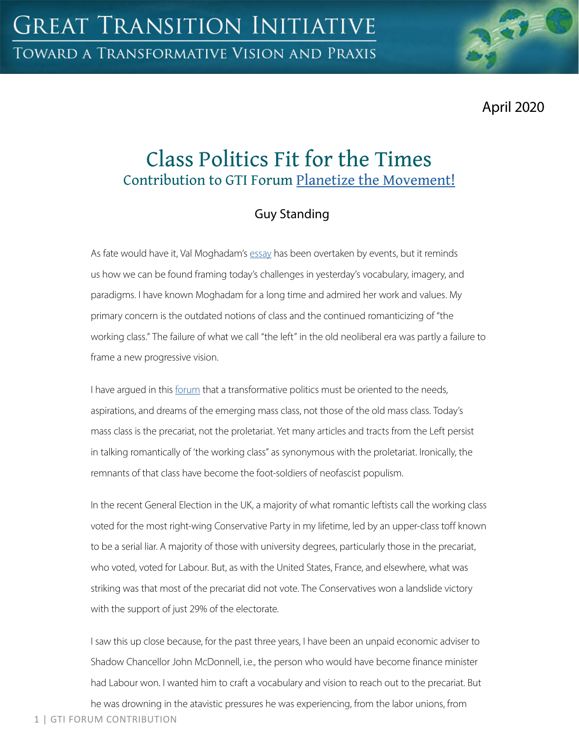GREAT TRANSITION INITIATIVE

TOWARD A TRANSFORMATIVE VISION AND PRAXIS

April 2020

# Class Politics Fit for the Times

## Contribution to GTI Forum Planetize the Movement!

Guy Standing

As fate would have it, Val Moghadam's essay has been overtaken by events, but it reminds us how we can be found framing today's challenges in yesterday's vocabulary, imagery, and paradigms. I have known Moghadam for a long time and admired her work and values. My primary concern is the outdated notions of class and the continued romanticizing of "the working class." The failure of what we call "the left" in the old neoliberal era was partly a failure to frame a new progressive vision.

I have argued in this forum that a transformative politics must be oriented to the needs, aspirations, and dreams of the emerging mass class, not those of the old mass class. Today's mass class is the precariat, not the proletariat. Yet many articles and tracts from the Left persist in talking romantically of 'the working class" as synonymous with the proletariat. Ironically, the remnants of that class have become the foot-soldiers of neofascist populism.

In the recent General Election in the UK, a majority of what romantic leftists call the working class voted for the most right-wing Conservative Party in my lifetime, led by an upper-class toff known to be a serial liar. A majority of those with university degrees, particularly those in the precariat, who voted, voted for Labour. But, as with the United States, France, and elsewhere, what was striking was that most of the precariat did not vote. The Conservatives won a landslide victory with the support of just 29% of the electorate.

I saw this up close because, for the past three years, I have been an unpaid economic adviser to Shadow Chancellor John McDonnell, i.e., the person who would have become finance minister had Labour won. I wanted him to craft a vocabulary and vision to reach out to the precariat. But he was drowning in the atavistic pressures he was experiencing, from the labor unions, from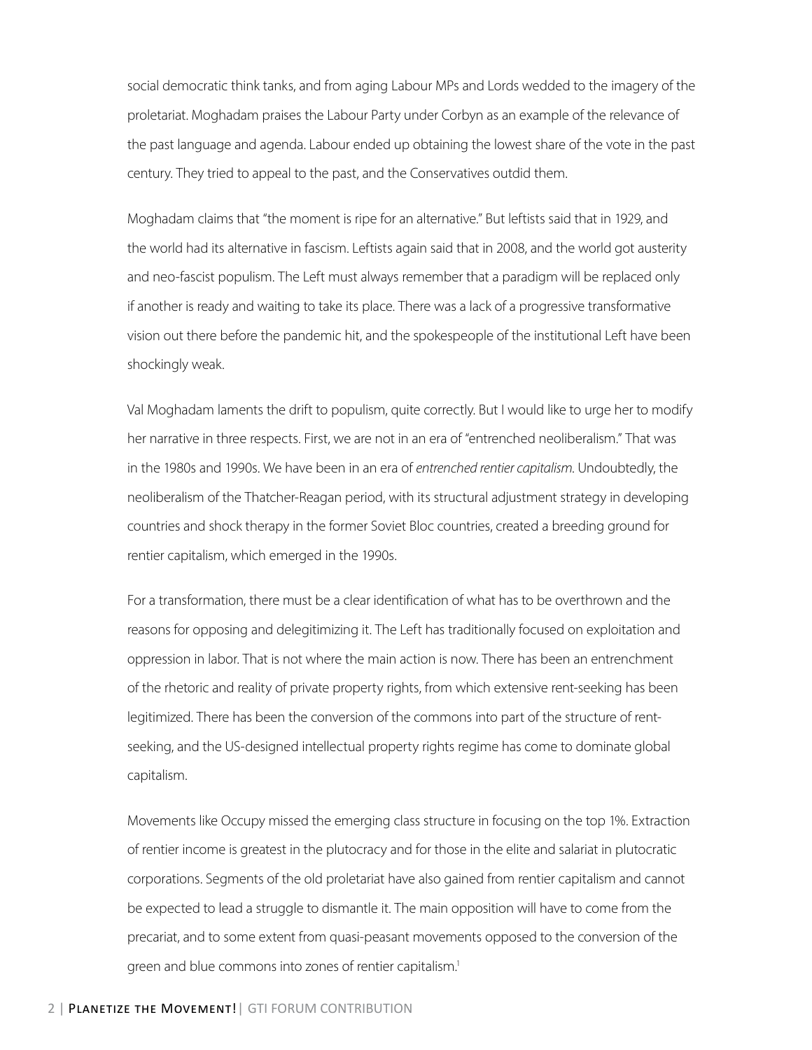social democratic think tanks, and from aging Labour MPs and Lords wedded to the imagery of the proletariat. Moghadam praises the Labour Party under Corbyn as an example of the relevance of the past language and agenda. Labour ended up obtaining the lowest share of the vote in the past century. They tried to appeal to the past, and the Conservatives outdid them.

Moghadam claims that "the moment is ripe for an alternative." But leftists said that in 1929, and the world had its alternative in fascism. Leftists again said that in 2008, and the world got austerity and neo-fascist populism. The Left must always remember that a paradigm will be replaced only if another is ready and waiting to take its place. There was a lack of a progressive transformative vision out there before the pandemic hit, and the spokespeople of the institutional Left have been shockingly weak.

Val Moghadam laments the drift to populism, quite correctly. But I would like to urge her to modify her narrative in three respects. First, we are not in an era of "entrenched neoliberalism." That was in the 1980s and 1990s. We have been in an era of *entrenched rentier capitalism*. Undoubtedly, the neoliberalism of the Thatcher-Reagan period, with its structural adjustment strategy in developing countries and shock therapy in the former Soviet Bloc countries, created a breeding ground for rentier capitalism, which emerged in the 1990s.

For a transformation, there must be a clear identification of what has to be overthrown and the reasons for opposing and delegitimizing it. The Left has traditionally focused on exploitation and oppression in labor. That is not where the main action is now. There has been an entrenchment of the rhetoric and reality of private property rights, from which extensive rent-seeking has been legitimized. There has been the conversion of the commons into part of the structure of rent-seeking, and the US-designed intellectual property rights regime has come to dominate global capitalism.

Movements like Occupy missed the emerging class structure in focusing on the top 1%. Extraction of rentier income is greatest in the plutocracy and for those in the elite and salariat in plutocratic corporations. Segments of the old proletariat have also gained from rentier capitalism and cannot be expected to lead a struggle to dismantle it. The main opposition will have to come from the precariat, and to some extent from quasi-peasant movements opposed to the conversion of the green and blue commons into zones of rentier capitalism.[1]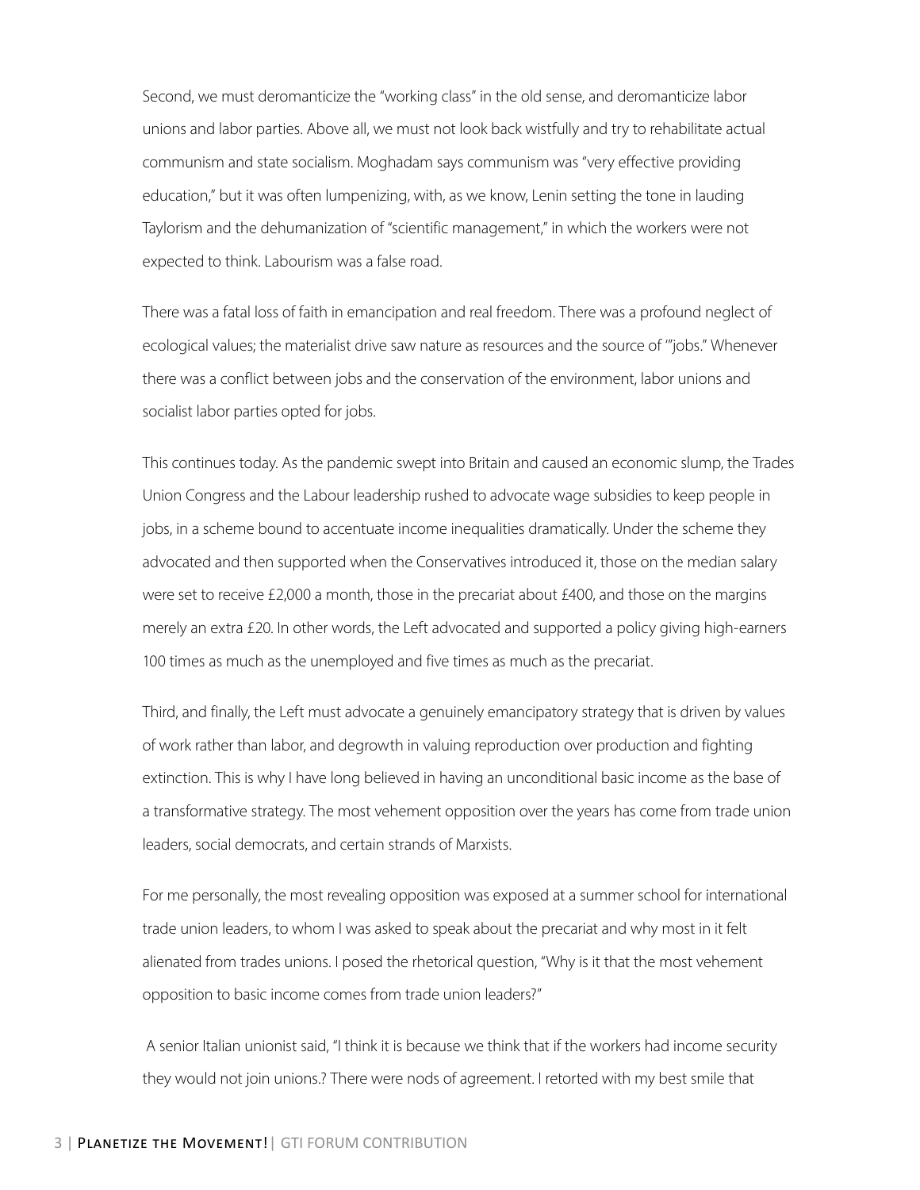Second, we must deromanticize the "working class" in the old sense, and deromanticize labor unions and labor parties. Above all, we must not look back wistfully and try to rehabilitate actual communism and state socialism. Moghadam says communism was "very effective providing education," but it was often lumpenizing, with, as we know, Lenin setting the tone in lauding Taylorism and the dehumanization of "scientific management," in which the workers were not expected to think. Labourism was a false road.

There was a fatal loss of faith in emancipation and real freedom. There was a profound neglect of ecological values; the materialist drive saw nature as resources and the source of '"jobs." Whenever there was a conflict between jobs and the conservation of the environment, labor unions and socialist labor parties opted for jobs.

This continues today. As the pandemic swept into Britain and caused an economic slump, the Trades Union Congress and the Labour leadership rushed to advocate wage subsidies to keep people in jobs, in a scheme bound to accentuate income inequalities dramatically. Under the scheme they advocated and then supported when the Conservatives introduced it, those on the median salary were set to receive £2,000 a month, those in the precariat about £400, and those on the margins merely an extra £20. In other words, the Left advocated and supported a policy giving high-earners 100 times as much as the unemployed and five times as much as the precariat.

Third, and finally, the Left must advocate a genuinely emancipatory strategy that is driven by values of work rather than labor, and degrowth in valuing reproduction over production and fighting extinction. This is why I have long believed in having an unconditional basic income as the base of a transformative strategy. The most vehement opposition over the years has come from trade union leaders, social democrats, and certain strands of Marxists.

For me personally, the most revealing opposition was exposed at a summer school for international trade union leaders, to whom I was asked to speak about the precariat and why most in it felt alienated from trades unions. I posed the rhetorical question, "Why is it that the most vehement opposition to basic income comes from trade union leaders?"

A senior Italian unionist said, "I think it is because we think that if the workers had income security they would not join unions.? There were nods of agreement. I retorted with my best smile that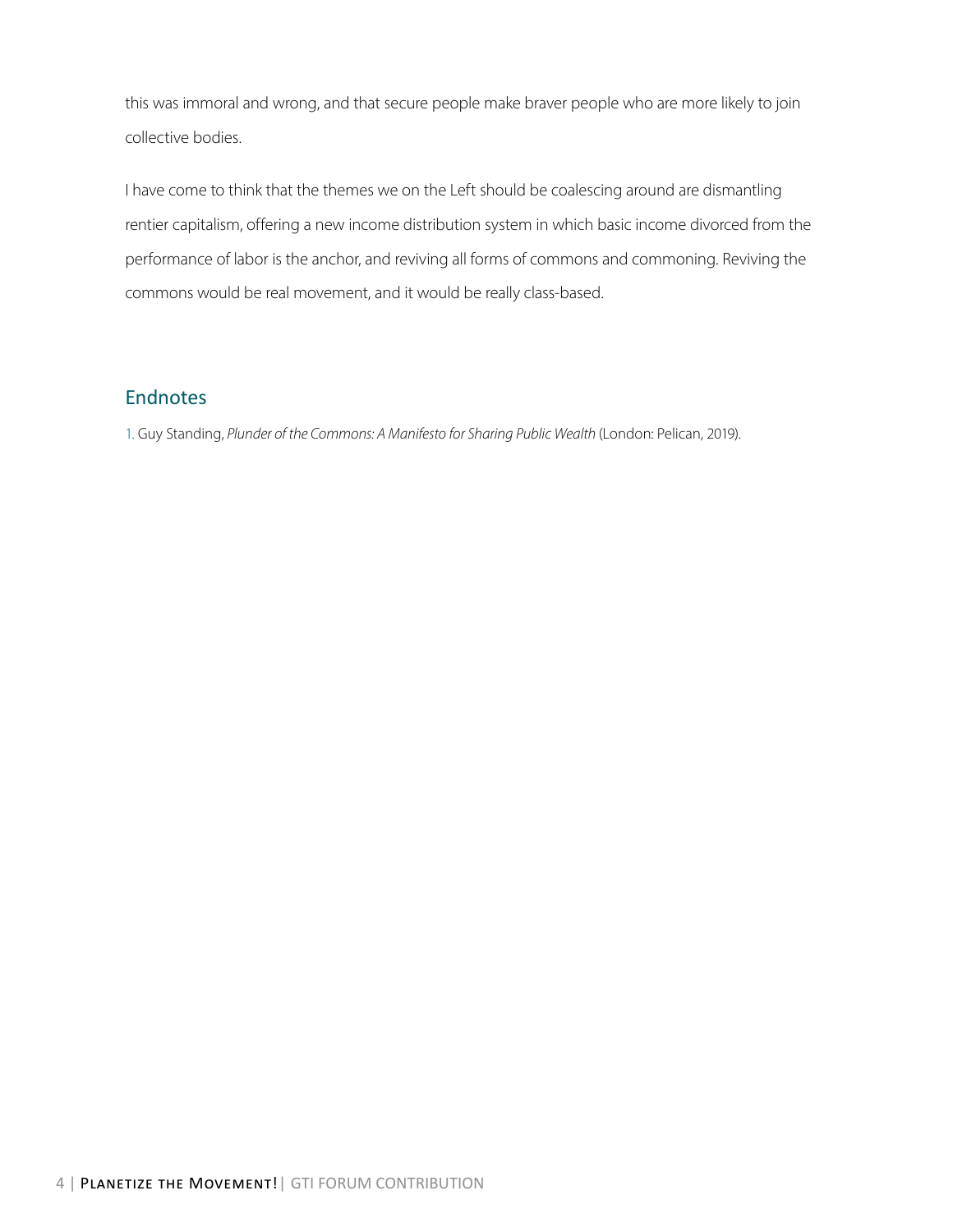this was immoral and wrong, and that secure people make braver people who are more likely to join collective bodies.

I have come to think that the themes we on the Left should be coalescing around are dismantling rentier capitalism, offering a new income distribution system in which basic income divorced from the performance of labor is the anchor, and reviving all forms of commons and commoning. Reviving the commons would be real movement, and it would be really class-based.

## Endnotes

1. Guy Standing, *Plunder of the Commons: A Manifesto for Sharing Public Wealth* (London: Pelican, 2019).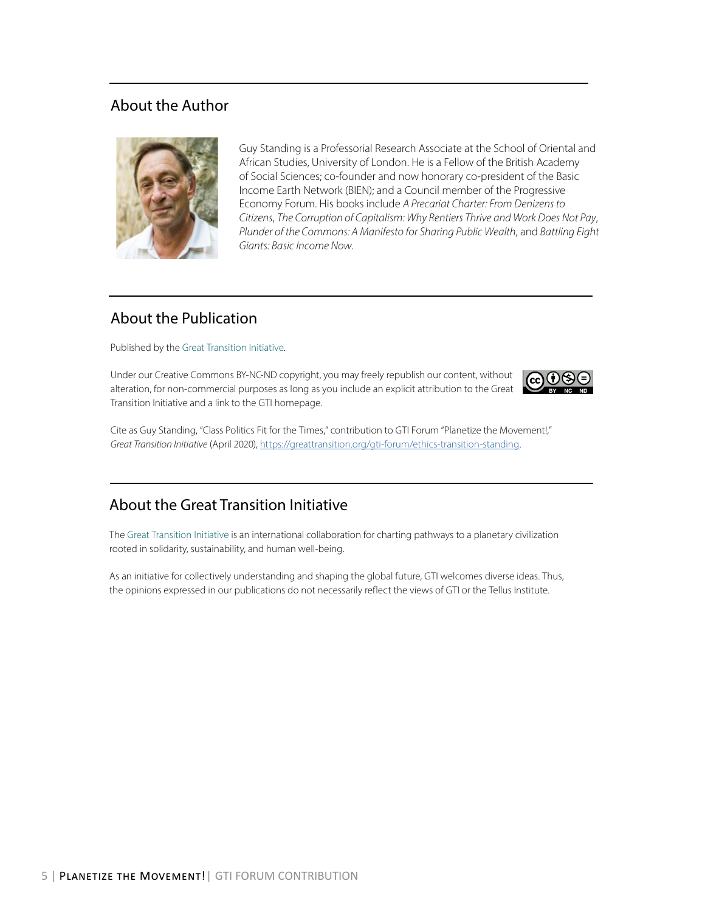## About the Author

Guy Standing is a Professorial Research Associate at the School of Oriental and African Studies, University of London. He is a Fellow of the British Academy of Social Sciences; co-founder and now honorary co-president of the Basic Income Earth Network (BIEN); and a Council member of the Progressive Economy Forum. His books include *A Precariat Charter: From Denizens to Citizens*, *The Corruption of Capitalism: Why Rentiers Thrive and Work Does Not Pay*, *Plunder of the Commons: A Manifesto for Sharing Public Wealth*, and *Battling Eight Giants: Basic Income Now*.

## About the Publication

Published by the Great Transition Initiative.

Under our Creative Commons BY-NC-ND copyright, you may freely republish our content, without alteration, for non-commercial purposes as long as you include an explicit attribution to the Great Transition Initiative and a link to the GTI homepage.

Cite as Guy Standing, "Class Politics Fit for the Times," contribution to GTI Forum "Planetize the Movement!," *Great Transition Initiative* (April 2020), https://greattransition.org/gti-forum/ethics-transition-standing.

## About the Great Transition Initiative

The Great Transition Initiative is an international collaboration for charting pathways to a planetary civilization rooted in solidarity, sustainability, and human well-being.

As an initiative for collectively understanding and shaping the global future, GTI welcomes diverse ideas. Thus, the opinions expressed in our publications do not necessarily reflect the views of GTI or the Tellus Institute.